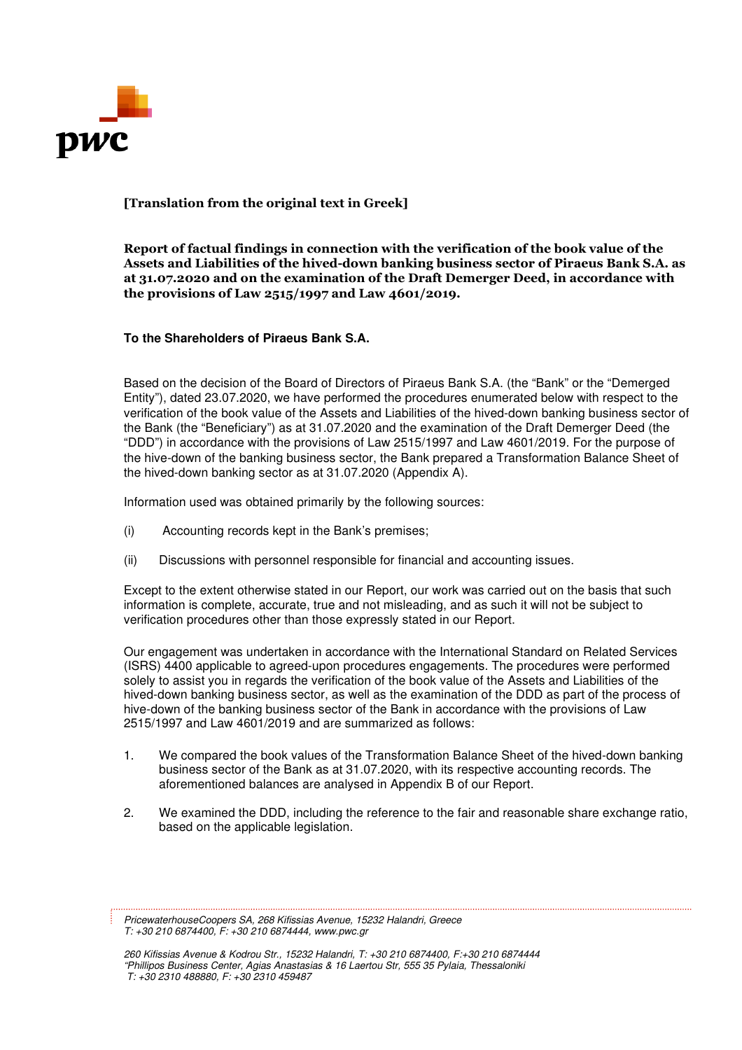**[Translation from the original text in Greek]**

**Report of factual findings in connection with the verification of the book value of the Assets and Liabilities of the hived-down banking business sector of Piraeus Bank S.A. as at 31.07.2020 and on the examination of the Draft Demerger Deed, in accordance with the provisions of Law 2515/1997 and Law 4601/2019.**

**To the Shareholders of Piraeus Bank S.A.**

Based on the decision of the Board of Directors of Piraeus Bank S.A. (the "Bank" or the "Demerged Entity"), dated 23.07.2020, we have performed the procedures enumerated below with respect to the verification of the book value of the Assets and Liabilities of the hived-down banking business sector of the Bank (the "Beneficiary") as at 31.07.2020 and the examination of the Draft Demerger Deed (the "DDD") in accordance with the provisions of Law 2515/1997 and Law 4601/2019. For the purpose of the hive-down of the banking business sector, the Bank prepared a Transformation Balance Sheet of the hived-down banking sector as at 31.07.2020 (Appendix A).

Information used was obtained primarily by the following sources:

(i) Accounting records kept in the Bank's premises;

(ii) Discussions with personnel responsible for financial and accounting issues.

Except to the extent otherwise stated in our Report, our work was carried out on the basis that such information is complete, accurate, true and not misleading, and as such it will not be subject to verification procedures other than those expressly stated in our Report.

Our engagement was undertaken in accordance with the International Standard on Related Services (ISRS) 4400 applicable to agreed-upon procedures engagements. The procedures were performed solely to assist you in regards the verification of the book value of the Assets and Liabilities of the hived-down banking business sector, as well as the examination of the DDD as part of the process of hive-down of the banking business sector of the Bank in accordance with the provisions of Law 2515/1997 and Law 4601/2019 and are summarized as follows:

1. We compared the book values of the Transformation Balance Sheet of the hived-down banking business sector of the Bank as at 31.07.2020, with its respective accounting records. The aforementioned balances are analysed in Appendix B of our Report.

2. We examined the DDD, including the reference to the fair and reasonable share exchange ratio, based on the applicable legislation.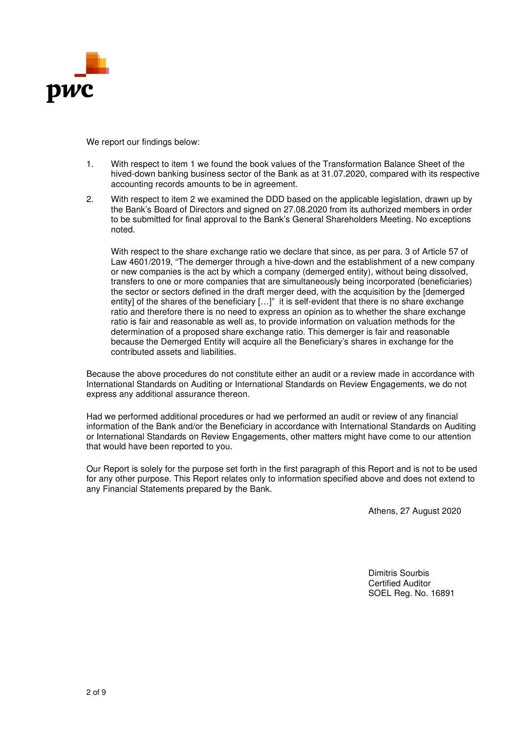We report our findings below:

1. With respect to item 1 we found the book values of the Transformation Balance Sheet of the hived-down banking business sector of the Bank as at 31.07.2020, compared with its respective accounting records amounts to be in agreement.

2. With respect to item 2 we examined the DDD based on the applicable legislation, drawn up by the Bank's Board of Directors and signed on 27.08.2020 from its authorized members in order to be submitted for final approval to the Bank's General Shareholders Meeting. No exceptions noted.

   With respect to the share exchange ratio we declare that since, as per para. 3 of Article 57 of Law 4601/2019, "The demerger through a hive-down and the establishment of a new company or new companies is the act by which a company (demerged entity), without being dissolved, transfers to one or more companies that are simultaneously being incorporated (beneficiaries) the sector or sectors defined in the draft merger deed, with the acquisition by the [demerged entity] of the shares of the beneficiary […]" it is self-evident that there is no share exchange ratio and therefore there is no need to express an opinion as to whether the share exchange ratio is fair and reasonable as well as, to provide information on valuation methods for the determination of a proposed share exchange ratio. This demerger is fair and reasonable because the Demerged Entity will acquire all the Beneficiary's shares in exchange for the contributed assets and liabilities.

Because the above procedures do not constitute either an audit or a review made in accordance with International Standards on Auditing or International Standards on Review Engagements, we do not express any additional assurance thereon.

Had we performed additional procedures or had we performed an audit or review of any financial information of the Bank and/or the Beneficiary in accordance with International Standards on Auditing or International Standards on Review Engagements, other matters might have come to our attention that would have been reported to you.

Our Report is solely for the purpose set forth in the first paragraph of this Report and is not to be used for any other purpose. This Report relates only to information specified above and does not extend to any Financial Statements prepared by the Bank.

Athens, 27 August 2020

Dimitris Sourbis
Certified Auditor
SOEL Reg. No. 16891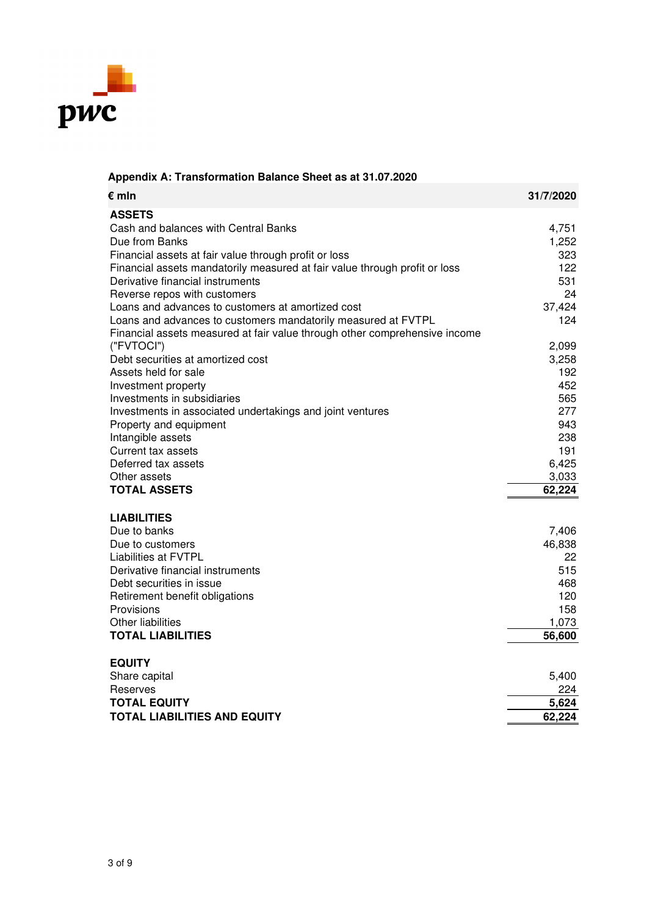**Appendix A: Transformation Balance Sheet as at 31.07.2020**

| € mln | 31/7/2020 |
|---|---|
| **ASSETS** | |
| Cash and balances with Central Banks | 4,751 |
| Due from Banks | 1,252 |
| Financial assets at fair value through profit or loss | 323 |
| Financial assets mandatorily measured at fair value through profit or loss | 122 |
| Derivative financial instruments | 531 |
| Reverse repos with customers | 24 |
| Loans and advances to customers at amortized cost | 37,424 |
| Loans and advances to customers mandatorily measured at FVTPL | 124 |
| Financial assets measured at fair value through other comprehensive income ("FVTOCI") | 2,099 |
| Debt securities at amortized cost | 3,258 |
| Assets held for sale | 192 |
| Investment property | 452 |
| Investments in subsidiaries | 565 |
| Investments in associated undertakings and joint ventures | 277 |
| Property and equipment | 943 |
| Intangible assets | 238 |
| Current tax assets | 191 |
| Deferred tax assets | 6,425 |
| Other assets | 3,033 |
| **TOTAL ASSETS** | **62,224** |
| | |
| **LIABILITIES** | |
| Due to banks | 7,406 |
| Due to customers | 46,838 |
| Liabilities at FVTPL | 22 |
| Derivative financial instruments | 515 |
| Debt securities in issue | 468 |
| Retirement benefit obligations | 120 |
| Provisions | 158 |
| Other liabilities | 1,073 |
| **TOTAL LIABILITIES** | **56,600** |
| | |
| **EQUITY** | |
| Share capital | 5,400 |
| Reserves | 224 |
| **TOTAL EQUITY** | **5,624** |
| **TOTAL LIABILITIES AND EQUITY** | **62,224** |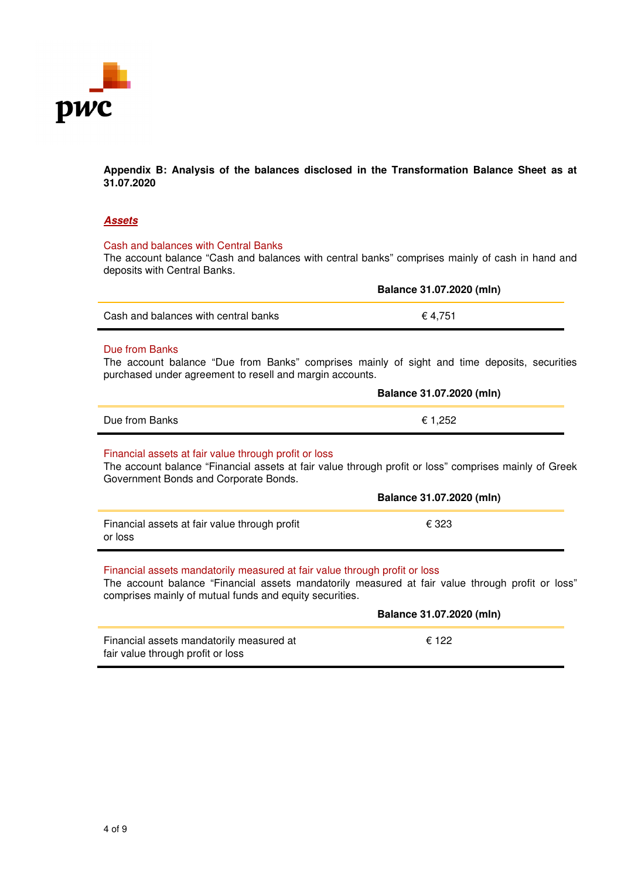**Appendix B: Analysis of the balances disclosed in the Transformation Balance Sheet as at 31.07.2020**

***Assets***

Cash and balances with Central Banks

The account balance "Cash and balances with central banks" comprises mainly of cash in hand and deposits with Central Banks.

| | **Balance 31.07.2020 (mln)** |
|---|---|
| Cash and balances with central banks | € 4,751 |

Due from Banks

The account balance "Due from Banks" comprises mainly of sight and time deposits, securities purchased under agreement to resell and margin accounts.

| | **Balance 31.07.2020 (mln)** |
|---|---|
| Due from Banks | € 1,252 |

Financial assets at fair value through profit or loss

The account balance "Financial assets at fair value through profit or loss" comprises mainly of Greek Government Bonds and Corporate Bonds.

| | **Balance 31.07.2020 (mln)** |
|---|---|
| Financial assets at fair value through profit or loss | € 323 |

Financial assets mandatorily measured at fair value through profit or loss

The account balance "Financial assets mandatorily measured at fair value through profit or loss" comprises mainly of mutual funds and equity securities.

| | **Balance 31.07.2020 (mln)** |
|---|---|
| Financial assets mandatorily measured at fair value through profit or loss | € 122 |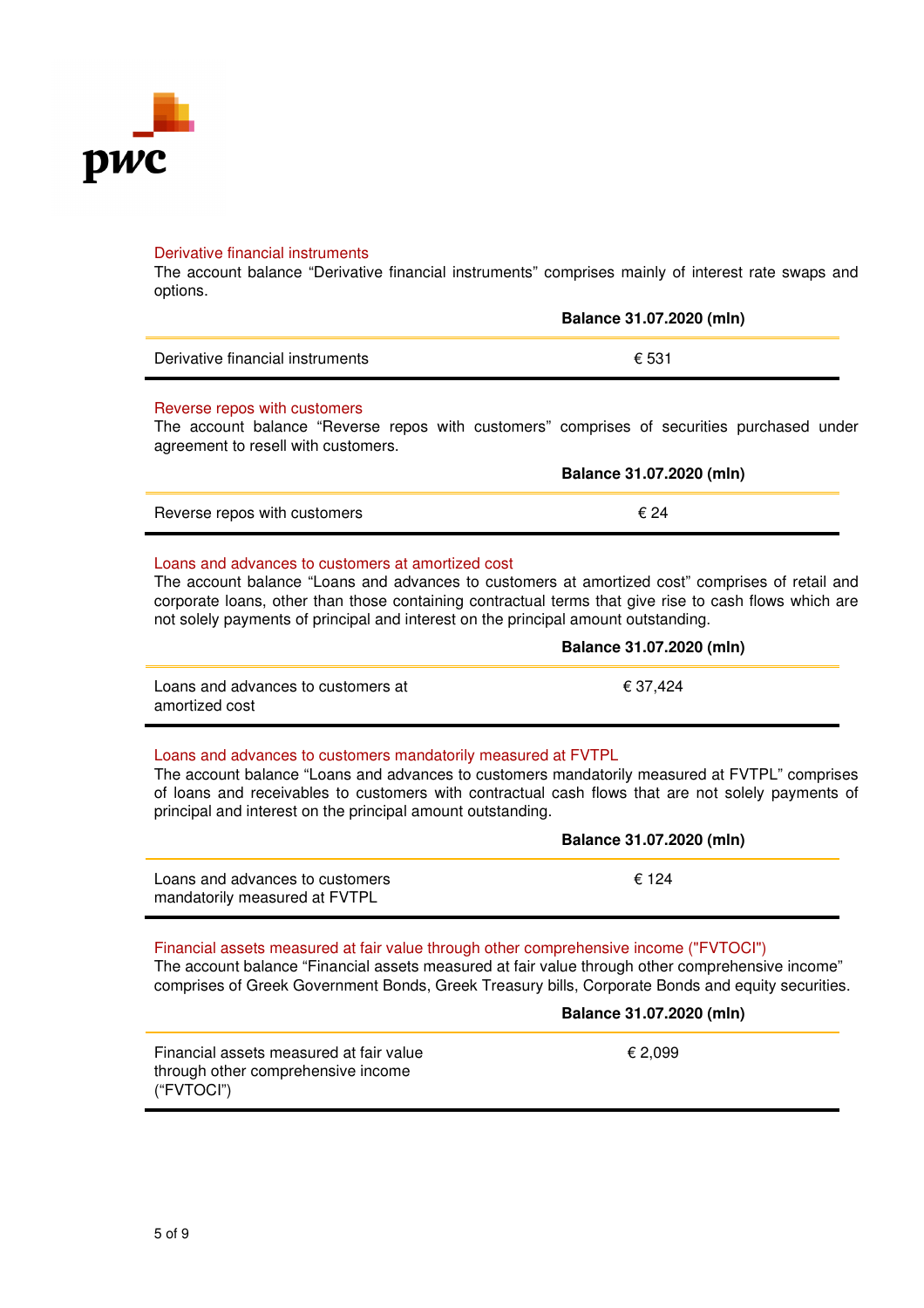### Derivative financial instruments

The account balance "Derivative financial instruments" comprises mainly of interest rate swaps and options.

| | Balance 31.07.2020 (mln) |
|---|---|
| Derivative financial instruments | € 531 |

### Reverse repos with customers

The account balance "Reverse repos with customers" comprises of securities purchased under agreement to resell with customers.

| | Balance 31.07.2020 (mln) |
|---|---|
| Reverse repos with customers | € 24 |

### Loans and advances to customers at amortized cost

The account balance "Loans and advances to customers at amortized cost" comprises of retail and corporate loans, other than those containing contractual terms that give rise to cash flows which are not solely payments of principal and interest on the principal amount outstanding.

| | Balance 31.07.2020 (mln) |
|---|---|
| Loans and advances to customers at amortized cost | € 37,424 |

### Loans and advances to customers mandatorily measured at FVTPL

The account balance "Loans and advances to customers mandatorily measured at FVTPL" comprises of loans and receivables to customers with contractual cash flows that are not solely payments of principal and interest on the principal amount outstanding.

| | Balance 31.07.2020 (mln) |
|---|---|
| Loans and advances to customers mandatorily measured at FVTPL | € 124 |

### Financial assets measured at fair value through other comprehensive income ("FVTOCI")

The account balance "Financial assets measured at fair value through other comprehensive income" comprises of Greek Government Bonds, Greek Treasury bills, Corporate Bonds and equity securities.

| | Balance 31.07.2020 (mln) |
|---|---|
| Financial assets measured at fair value through other comprehensive income ("FVTOCI") | € 2,099 |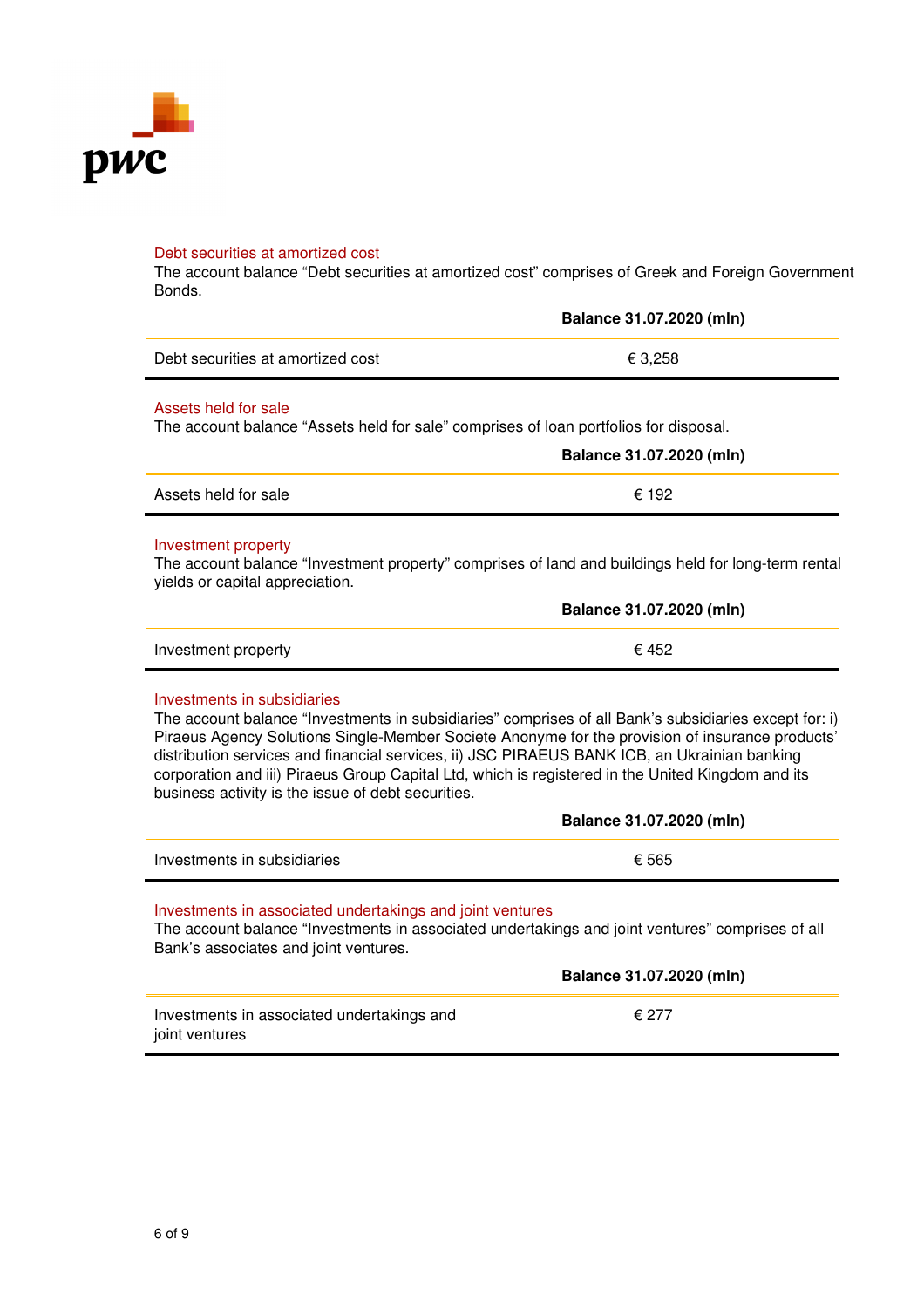### Debt securities at amortized cost

The account balance "Debt securities at amortized cost" comprises of Greek and Foreign Government Bonds.

| | **Balance 31.07.2020 (mln)** |
|---|---|
| Debt securities at amortized cost | € 3,258 |

### Assets held for sale

The account balance "Assets held for sale" comprises of loan portfolios for disposal.

| | **Balance 31.07.2020 (mln)** |
|---|---|
| Assets held for sale | € 192 |

### Investment property

The account balance "Investment property" comprises of land and buildings held for long-term rental yields or capital appreciation.

| | **Balance 31.07.2020 (mln)** |
|---|---|
| Investment property | € 452 |

### Investments in subsidiaries

The account balance "Investments in subsidiaries" comprises of all Bank's subsidiaries except for: i) Piraeus Agency Solutions Single-Member Societe Anonyme for the provision of insurance products' distribution services and financial services, ii) JSC PIRAEUS BANK ICB, an Ukrainian banking corporation and iii) Piraeus Group Capital Ltd, which is registered in the United Kingdom and its business activity is the issue of debt securities.

| | **Balance 31.07.2020 (mln)** |
|---|---|
| Investments in subsidiaries | € 565 |

### Investments in associated undertakings and joint ventures

The account balance "Investments in associated undertakings and joint ventures" comprises of all Bank's associates and joint ventures.

| | **Balance 31.07.2020 (mln)** |
|---|---|
| Investments in associated undertakings and joint ventures | € 277 |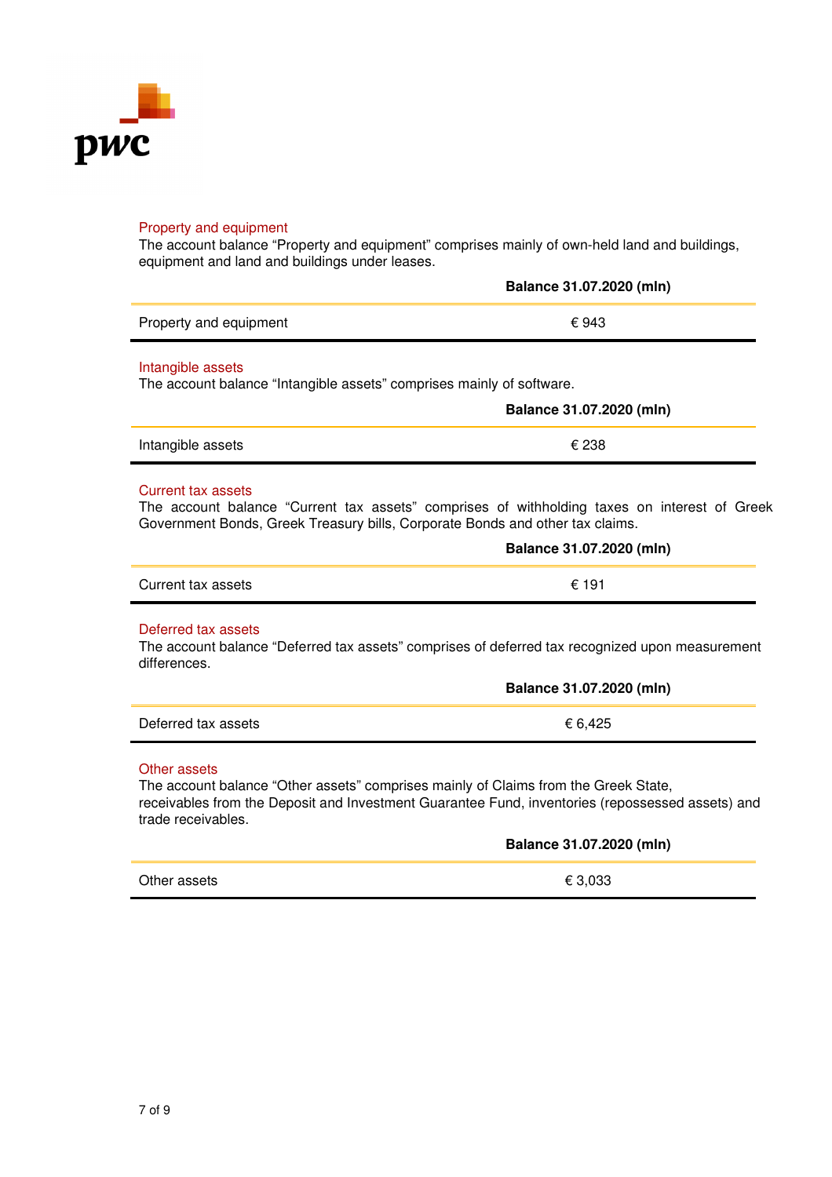### Property and equipment

The account balance "Property and equipment" comprises mainly of own-held land and buildings, equipment and land and buildings under leases.

| | Balance 31.07.2020 (mln) |
|---|---|
| Property and equipment | € 943 |

### Intangible assets

The account balance "Intangible assets" comprises mainly of software.

| | Balance 31.07.2020 (mln) |
|---|---|
| Intangible assets | € 238 |

### Current tax assets

The account balance "Current tax assets" comprises of withholding taxes on interest of Greek Government Bonds, Greek Treasury bills, Corporate Bonds and other tax claims.

| | Balance 31.07.2020 (mln) |
|---|---|
| Current tax assets | € 191 |

### Deferred tax assets

The account balance "Deferred tax assets" comprises of deferred tax recognized upon measurement differences.

| | Balance 31.07.2020 (mln) |
|---|---|
| Deferred tax assets | € 6,425 |

### Other assets

The account balance "Other assets" comprises mainly of Claims from the Greek State, receivables from the Deposit and Investment Guarantee Fund, inventories (repossessed assets) and trade receivables.

| | Balance 31.07.2020 (mln) |
|---|---|
| Other assets | € 3,033 |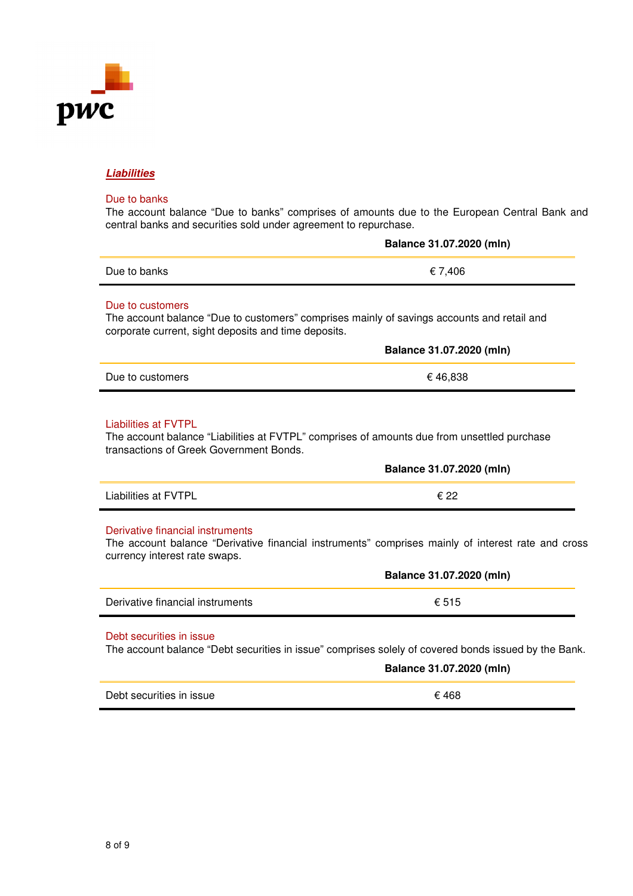***Liabilities***

### Due to banks

The account balance “Due to banks” comprises of amounts due to the European Central Bank and central banks and securities sold under agreement to repurchase.

| | Balance 31.07.2020 (mln) |
|---|---|
| Due to banks | € 7,406 |

### Due to customers

The account balance “Due to customers” comprises mainly of savings accounts and retail and corporate current, sight deposits and time deposits.

| | Balance 31.07.2020 (mln) |
|---|---|
| Due to customers | € 46,838 |

### Liabilities at FVTPL

The account balance “Liabilities at FVTPL” comprises of amounts due from unsettled purchase transactions of Greek Government Bonds.

| | Balance 31.07.2020 (mln) |
|---|---|
| Liabilities at FVTPL | € 22 |

### Derivative financial instruments

The account balance “Derivative financial instruments” comprises mainly of interest rate and cross currency interest rate swaps.

| | Balance 31.07.2020 (mln) |
|---|---|
| Derivative financial instruments | € 515 |

### Debt securities in issue

The account balance “Debt securities in issue” comprises solely of covered bonds issued by the Bank.

| | Balance 31.07.2020 (mln) |
|---|---|
| Debt securities in issue | € 468 |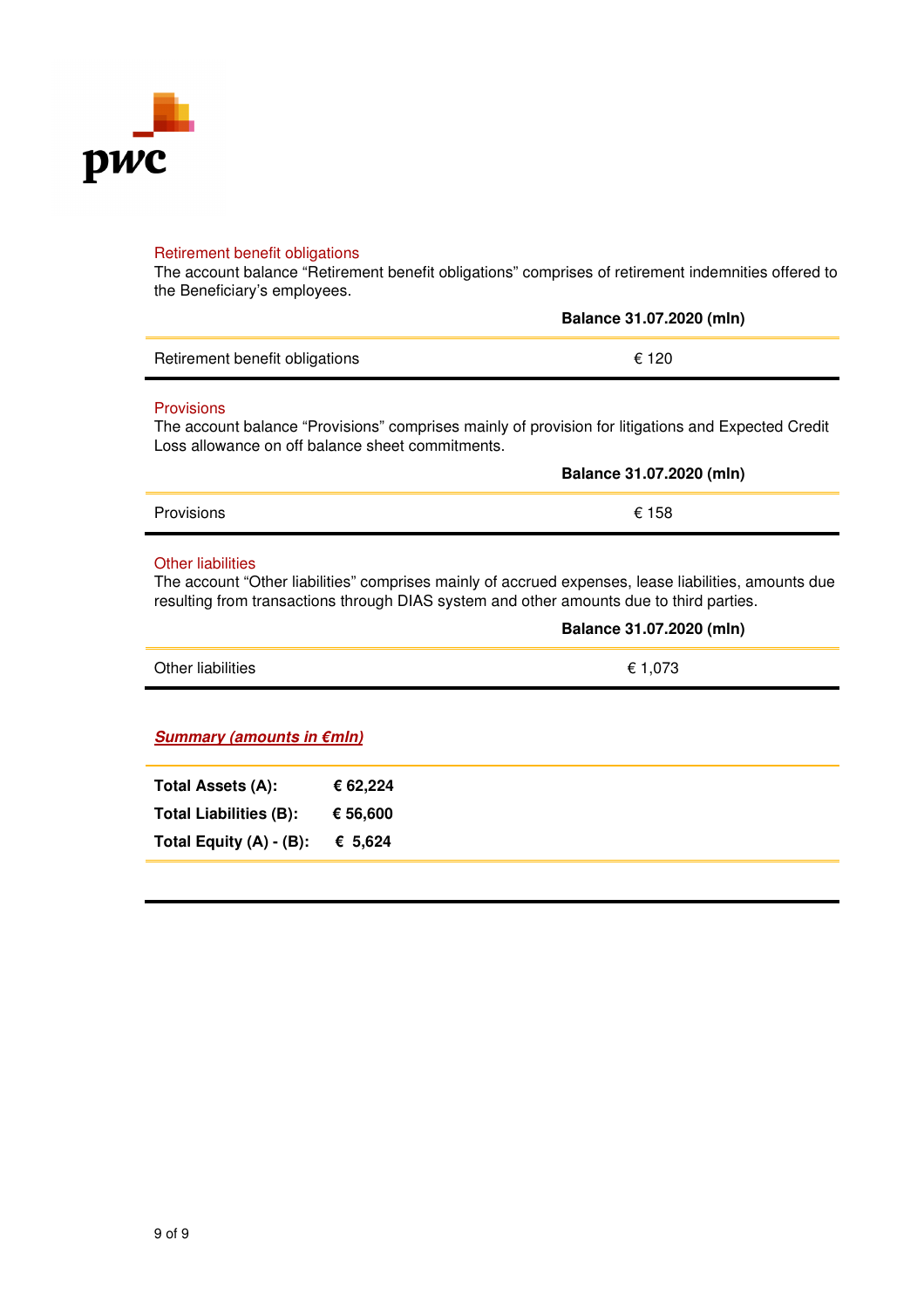### Retirement benefit obligations

The account balance “Retirement benefit obligations” comprises of retirement indemnities offered to the Beneficiary’s employees.

| | Balance 31.07.2020 (mln) |
|---|---|
| Retirement benefit obligations | € 120 |

### Provisions

The account balance “Provisions” comprises mainly of provision for litigations and Expected Credit Loss allowance on off balance sheet commitments.

| | Balance 31.07.2020 (mln) |
|---|---|
| Provisions | € 158 |

### Other liabilities

The account “Other liabilities” comprises mainly of accrued expenses, lease liabilities, amounts due resulting from transactions through DIAS system and other amounts due to third parties.

| | Balance 31.07.2020 (mln) |
|---|---|
| Other liabilities | € 1,073 |

***Summary (amounts in €mln)***

| | |
|---|---|
| **Total Assets (A):** | **€ 62,224** |
| **Total Liabilities (B):** | **€ 56,600** |
| **Total Equity (A) - (B):** | **€ 5,624** |